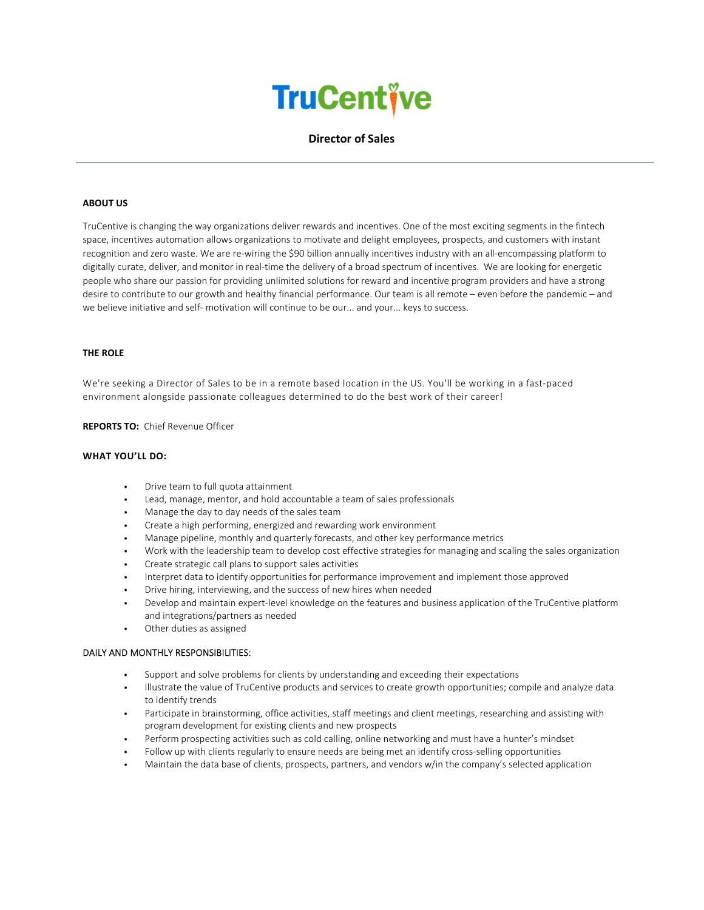# TruCentive

## Director of Sales

---

**ABOUT US**

TruCentive is changing the way organizations deliver rewards and incentives. One of the most exciting segments in the fintech space, incentives automation allows organizations to motivate and delight employees, prospects, and customers with instant recognition and zero waste. We are re-wiring the $90 billion annually incentives industry with an all-encompassing platform to digitally curate, deliver, and monitor in real-time the delivery of a broad spectrum of incentives. We are looking for energetic people who share our passion for providing unlimited solutions for reward and incentive program providers and have a strong desire to contribute to our growth and healthy financial performance. Our team is all remote – even before the pandemic – and we believe initiative and self- motivation will continue to be our... and your... keys to success.

**THE ROLE**

We're seeking a Director of Sales to be in a remote based location in the US. You'll be working in a fast-paced environment alongside passionate colleagues determined to do the best work of their career!

**REPORTS TO:** Chief Revenue Officer

**WHAT YOU'LL DO:**

- Drive team to full quota attainment
- Lead, manage, mentor, and hold accountable a team of sales professionals
- Manage the day to day needs of the sales team
- Create a high performing, energized and rewarding work environment
- Manage pipeline, monthly and quarterly forecasts, and other key performance metrics
- Work with the leadership team to develop cost effective strategies for managing and scaling the sales organization
- Create strategic call plans to support sales activities
- Interpret data to identify opportunities for performance improvement and implement those approved
- Drive hiring, interviewing, and the success of new hires when needed
- Develop and maintain expert-level knowledge on the features and business application of the TruCentive platform and integrations/partners as needed
- Other duties as assigned

DAILY AND MONTHLY RESPONSIBILITIES:

- Support and solve problems for clients by understanding and exceeding their expectations
- Illustrate the value of TruCentive products and services to create growth opportunities; compile and analyze data to identify trends
- Participate in brainstorming, office activities, staff meetings and client meetings, researching and assisting with program development for existing clients and new prospects
- Perform prospecting activities such as cold calling, online networking and must have a hunter's mindset
- Follow up with clients regularly to ensure needs are being met an identify cross-selling opportunities
- Maintain the data base of clients, prospects, partners, and vendors w/in the company's selected application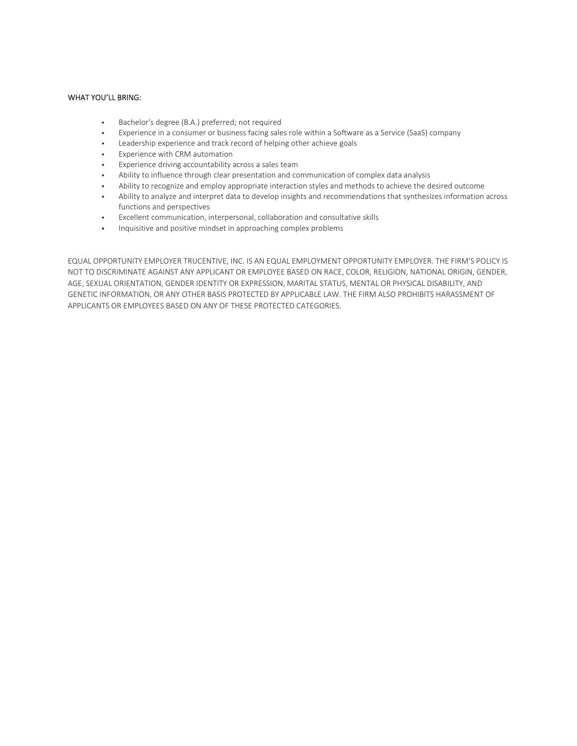WHAT YOU'LL BRING:

- Bachelor's degree (B.A.) preferred; not required
- Experience in a consumer or business facing sales role within a Software as a Service (SaaS) company
- Leadership experience and track record of helping other achieve goals
- Experience with CRM automation
- Experience driving accountability across a sales team
- Ability to influence through clear presentation and communication of complex data analysis
- Ability to recognize and employ appropriate interaction styles and methods to achieve the desired outcome
- Ability to analyze and interpret data to develop insights and recommendations that synthesizes information across functions and perspectives
- Excellent communication, interpersonal, collaboration and consultative skills
- Inquisitive and positive mindset in approaching complex problems

EQUAL OPPORTUNITY EMPLOYER TRUCENTIVE, INC. IS AN EQUAL EMPLOYMENT OPPORTUNITY EMPLOYER. THE FIRM'S POLICY IS NOT TO DISCRIMINATE AGAINST ANY APPLICANT OR EMPLOYEE BASED ON RACE, COLOR, RELIGION, NATIONAL ORIGIN, GENDER, AGE, SEXUAL ORIENTATION, GENDER IDENTITY OR EXPRESSION, MARITAL STATUS, MENTAL OR PHYSICAL DISABILITY, AND GENETIC INFORMATION, OR ANY OTHER BASIS PROTECTED BY APPLICABLE LAW. THE FIRM ALSO PROHIBITS HARASSMENT OF APPLICANTS OR EMPLOYEES BASED ON ANY OF THESE PROTECTED CATEGORIES.